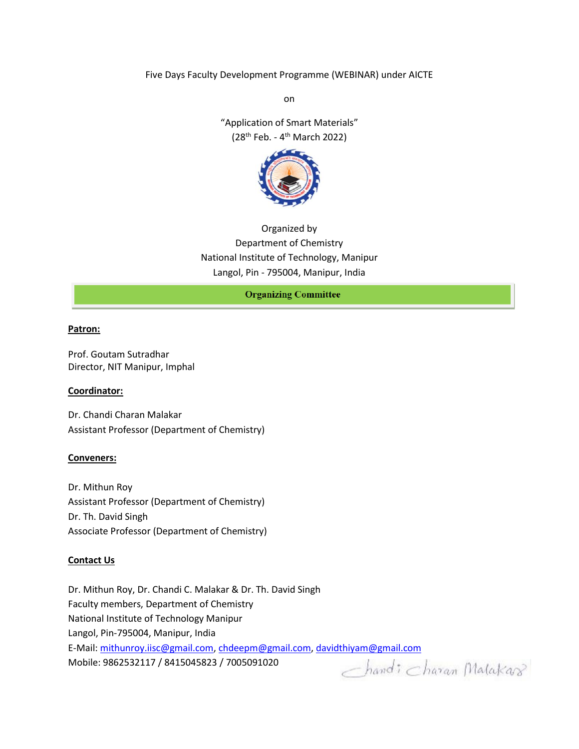Five Days Faculty Development Programme (WEBINAR) under AICTE

on

"Application of Smart Materials"
(28$^{th}$ Feb. - 4$^{th}$ March 2022)

Organized by
Department of Chemistry
National Institute of Technology, Manipur
Langol, Pin - 795004, Manipur, India

## Organizing Committee

**Patron:**

Prof. Goutam Sutradhar
Director, NIT Manipur, Imphal

**Coordinator:**

Dr. Chandi Charan Malakar
Assistant Professor (Department of Chemistry)

**Conveners:**

Dr. Mithun Roy
Assistant Professor (Department of Chemistry)
Dr. Th. David Singh
Associate Professor (Department of Chemistry)

**Contact Us**

Dr. Mithun Roy, Dr. Chandi C. Malakar & Dr. Th. David Singh
Faculty members, Department of Chemistry
National Institute of Technology Manipur
Langol, Pin-795004, Manipur, India
E-Mail: mithunroy.iisc@gmail.com, chdeepm@gmail.com, davidthiyam@gmail.com
Mobile: 9862532117 / 8415045823 / 7005091020

Chandi Charan Malakar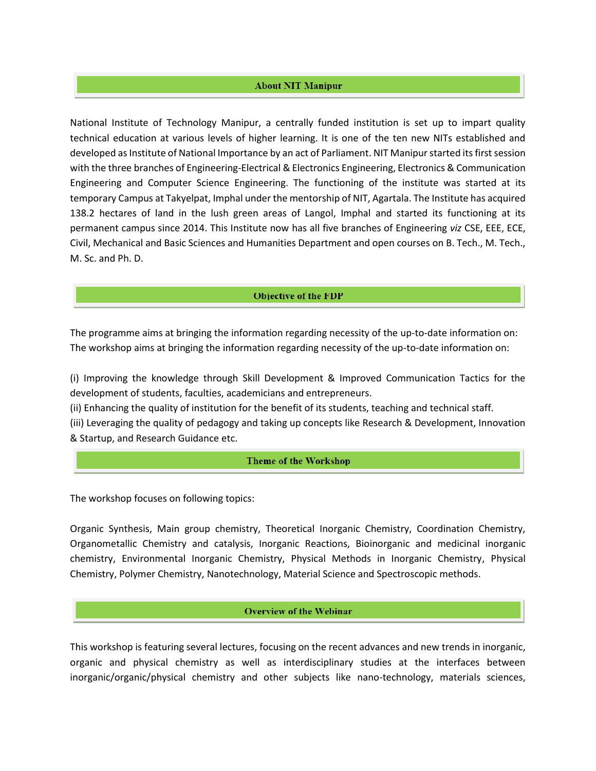## About NIT Manipur

National Institute of Technology Manipur, a centrally funded institution is set up to impart quality technical education at various levels of higher learning. It is one of the ten new NITs established and developed as Institute of National Importance by an act of Parliament. NIT Manipur started its first session with the three branches of Engineering-Electrical & Electronics Engineering, Electronics & Communication Engineering and Computer Science Engineering. The functioning of the institute was started at its temporary Campus at Takyelpat, Imphal under the mentorship of NIT, Agartala. The Institute has acquired 138.2 hectares of land in the lush green areas of Langol, Imphal and started its functioning at its permanent campus since 2014. This Institute now has all five branches of Engineering *viz* CSE, EEE, ECE, Civil, Mechanical and Basic Sciences and Humanities Department and open courses on B. Tech., M. Tech., M. Sc. and Ph. D.

## Objective of the FDP

The programme aims at bringing the information regarding necessity of the up-to-date information on:
The workshop aims at bringing the information regarding necessity of the up-to-date information on:

(i) Improving the knowledge through Skill Development & Improved Communication Tactics for the development of students, faculties, academicians and entrepreneurs.
(ii) Enhancing the quality of institution for the benefit of its students, teaching and technical staff.
(iii) Leveraging the quality of pedagogy and taking up concepts like Research & Development, Innovation & Startup, and Research Guidance etc.

## Theme of the Workshop

The workshop focuses on following topics:

Organic Synthesis, Main group chemistry, Theoretical Inorganic Chemistry, Coordination Chemistry, Organometallic Chemistry and catalysis, Inorganic Reactions, Bioinorganic and medicinal inorganic chemistry, Environmental Inorganic Chemistry, Physical Methods in Inorganic Chemistry, Physical Chemistry, Polymer Chemistry, Nanotechnology, Material Science and Spectroscopic methods.

## Overview of the Webinar

This workshop is featuring several lectures, focusing on the recent advances and new trends in inorganic, organic and physical chemistry as well as interdisciplinary studies at the interfaces between inorganic/organic/physical chemistry and other subjects like nano-technology, materials sciences,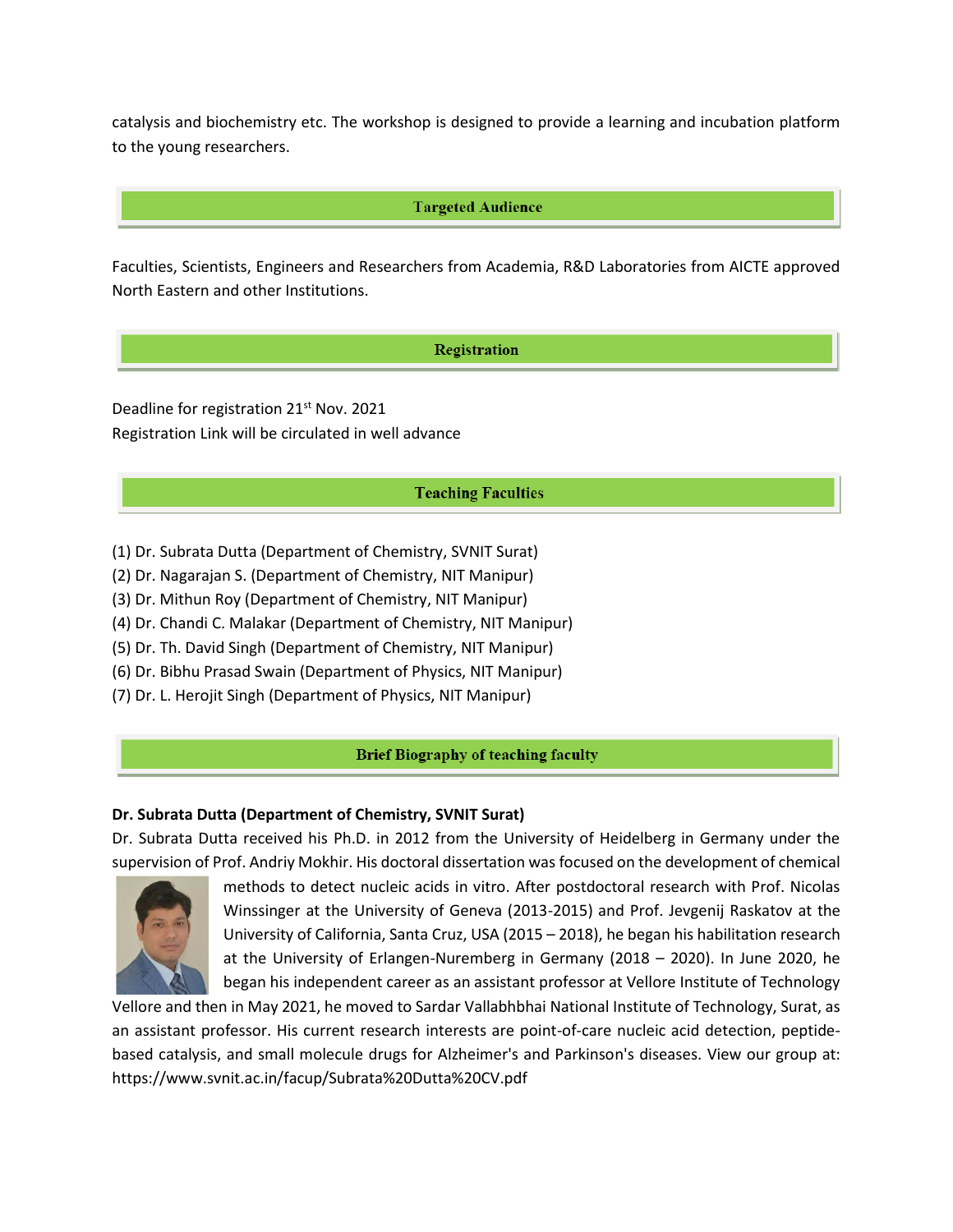catalysis and biochemistry etc. The workshop is designed to provide a learning and incubation platform to the young researchers.

## Targeted Audience

Faculties, Scientists, Engineers and Researchers from Academia, R&D Laboratories from AICTE approved North Eastern and other Institutions.

## Registration

Deadline for registration 21st Nov. 2021
Registration Link will be circulated in well advance

## Teaching Faculties

(1) Dr. Subrata Dutta (Department of Chemistry, SVNIT Surat)
(2) Dr. Nagarajan S. (Department of Chemistry, NIT Manipur)
(3) Dr. Mithun Roy (Department of Chemistry, NIT Manipur)
(4) Dr. Chandi C. Malakar (Department of Chemistry, NIT Manipur)
(5) Dr. Th. David Singh (Department of Chemistry, NIT Manipur)
(6) Dr. Bibhu Prasad Swain (Department of Physics, NIT Manipur)
(7) Dr. L. Herojit Singh (Department of Physics, NIT Manipur)

## Brief Biography of teaching faculty

**Dr. Subrata Dutta (Department of Chemistry, SVNIT Surat)**

Dr. Subrata Dutta received his Ph.D. in 2012 from the University of Heidelberg in Germany under the supervision of Prof. Andriy Mokhir. His doctoral dissertation was focused on the development of chemical methods to detect nucleic acids in vitro. After postdoctoral research with Prof. Nicolas Winssinger at the University of Geneva (2013-2015) and Prof. Jevgenij Raskatov at the University of California, Santa Cruz, USA (2015 – 2018), he began his habilitation research at the University of Erlangen-Nuremberg in Germany (2018 – 2020). In June 2020, he began his independent career as an assistant professor at Vellore Institute of Technology Vellore and then in May 2021, he moved to Sardar Vallabhbhai National Institute of Technology, Surat, as an assistant professor. His current research interests are point-of-care nucleic acid detection, peptide-based catalysis, and small molecule drugs for Alzheimer's and Parkinson's diseases. View our group at: https://www.svnit.ac.in/facup/Subrata%20Dutta%20CV.pdf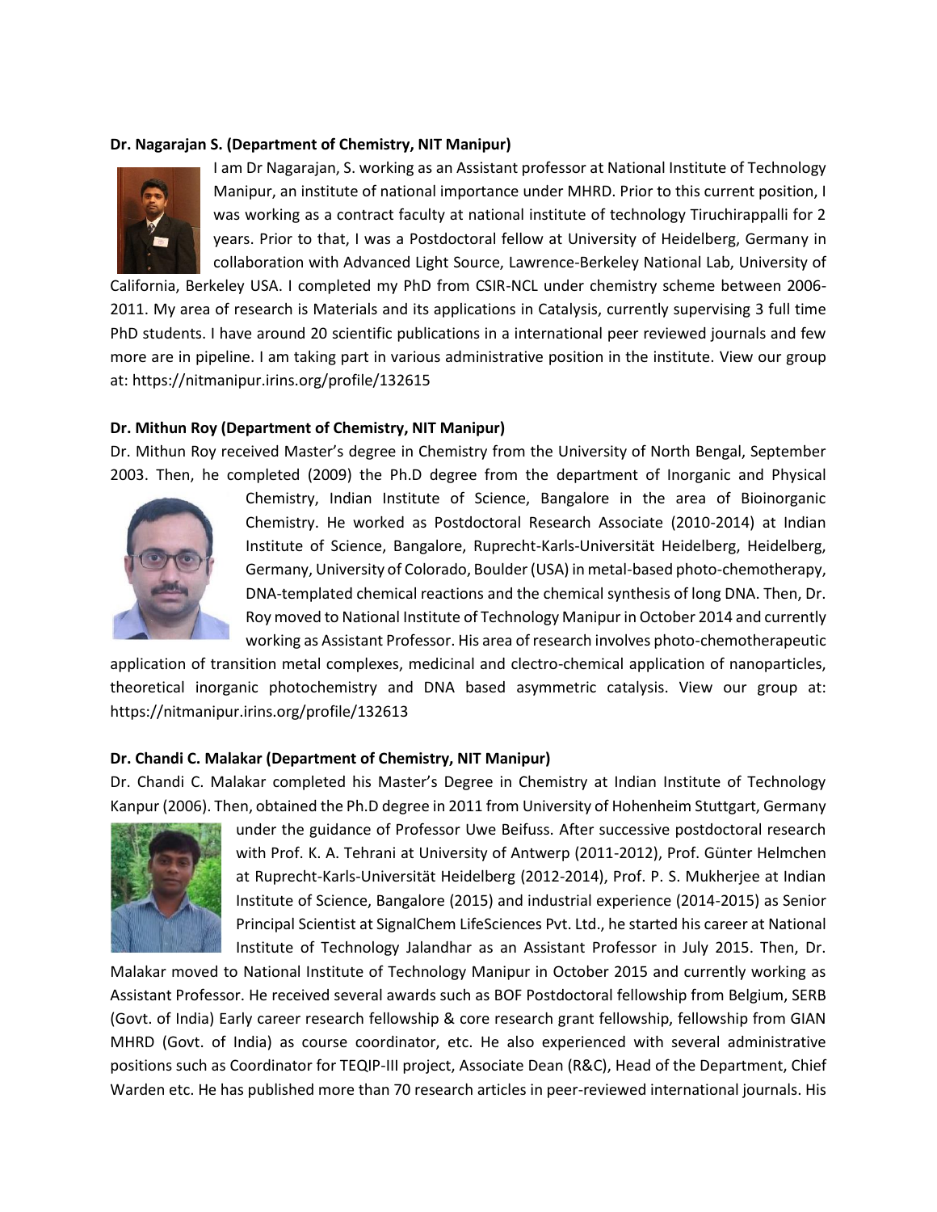**Dr. Nagarajan S. (Department of Chemistry, NIT Manipur)**

I am Dr Nagarajan, S. working as an Assistant professor at National Institute of Technology Manipur, an institute of national importance under MHRD. Prior to this current position, I was working as a contract faculty at national institute of technology Tiruchirappalli for 2 years. Prior to that, I was a Postdoctoral fellow at University of Heidelberg, Germany in collaboration with Advanced Light Source, Lawrence-Berkeley National Lab, University of California, Berkeley USA. I completed my PhD from CSIR-NCL under chemistry scheme between 2006-2011. My area of research is Materials and its applications in Catalysis, currently supervising 3 full time PhD students. I have around 20 scientific publications in a international peer reviewed journals and few more are in pipeline. I am taking part in various administrative position in the institute. View our group at: https://nitmanipur.irins.org/profile/132615

**Dr. Mithun Roy (Department of Chemistry, NIT Manipur)**

Dr. Mithun Roy received Master's degree in Chemistry from the University of North Bengal, September 2003. Then, he completed (2009) the Ph.D degree from the department of Inorganic and Physical Chemistry, Indian Institute of Science, Bangalore in the area of Bioinorganic Chemistry. He worked as Postdoctoral Research Associate (2010-2014) at Indian Institute of Science, Bangalore, Ruprecht-Karls-Universität Heidelberg, Heidelberg, Germany, University of Colorado, Boulder (USA) in metal-based photo-chemotherapy, DNA-templated chemical reactions and the chemical synthesis of long DNA. Then, Dr. Roy moved to National Institute of Technology Manipur in October 2014 and currently working as Assistant Professor. His area of research involves photo-chemotherapeutic application of transition metal complexes, medicinal and electro-chemical application of nanoparticles, theoretical inorganic photochemistry and DNA based asymmetric catalysis. View our group at: https://nitmanipur.irins.org/profile/132613

**Dr. Chandi C. Malakar (Department of Chemistry, NIT Manipur)**

Dr. Chandi C. Malakar completed his Master's Degree in Chemistry at Indian Institute of Technology Kanpur (2006). Then, obtained the Ph.D degree in 2011 from University of Hohenheim Stuttgart, Germany under the guidance of Professor Uwe Beifuss. After successive postdoctoral research with Prof. K. A. Tehrani at University of Antwerp (2011-2012), Prof. Günter Helmchen at Ruprecht-Karls-Universität Heidelberg (2012-2014), Prof. P. S. Mukherjee at Indian Institute of Science, Bangalore (2015) and industrial experience (2014-2015) as Senior Principal Scientist at SignalChem LifeSciences Pvt. Ltd., he started his career at National Institute of Technology Jalandhar as an Assistant Professor in July 2015. Then, Dr. Malakar moved to National Institute of Technology Manipur in October 2015 and currently working as Assistant Professor. He received several awards such as BOF Postdoctoral fellowship from Belgium, SERB (Govt. of India) Early career research fellowship & core research grant fellowship, fellowship from GIAN MHRD (Govt. of India) as course coordinator, etc. He also experienced with several administrative positions such as Coordinator for TEQIP-III project, Associate Dean (R&C), Head of the Department, Chief Warden etc. He has published more than 70 research articles in peer-reviewed international journals. His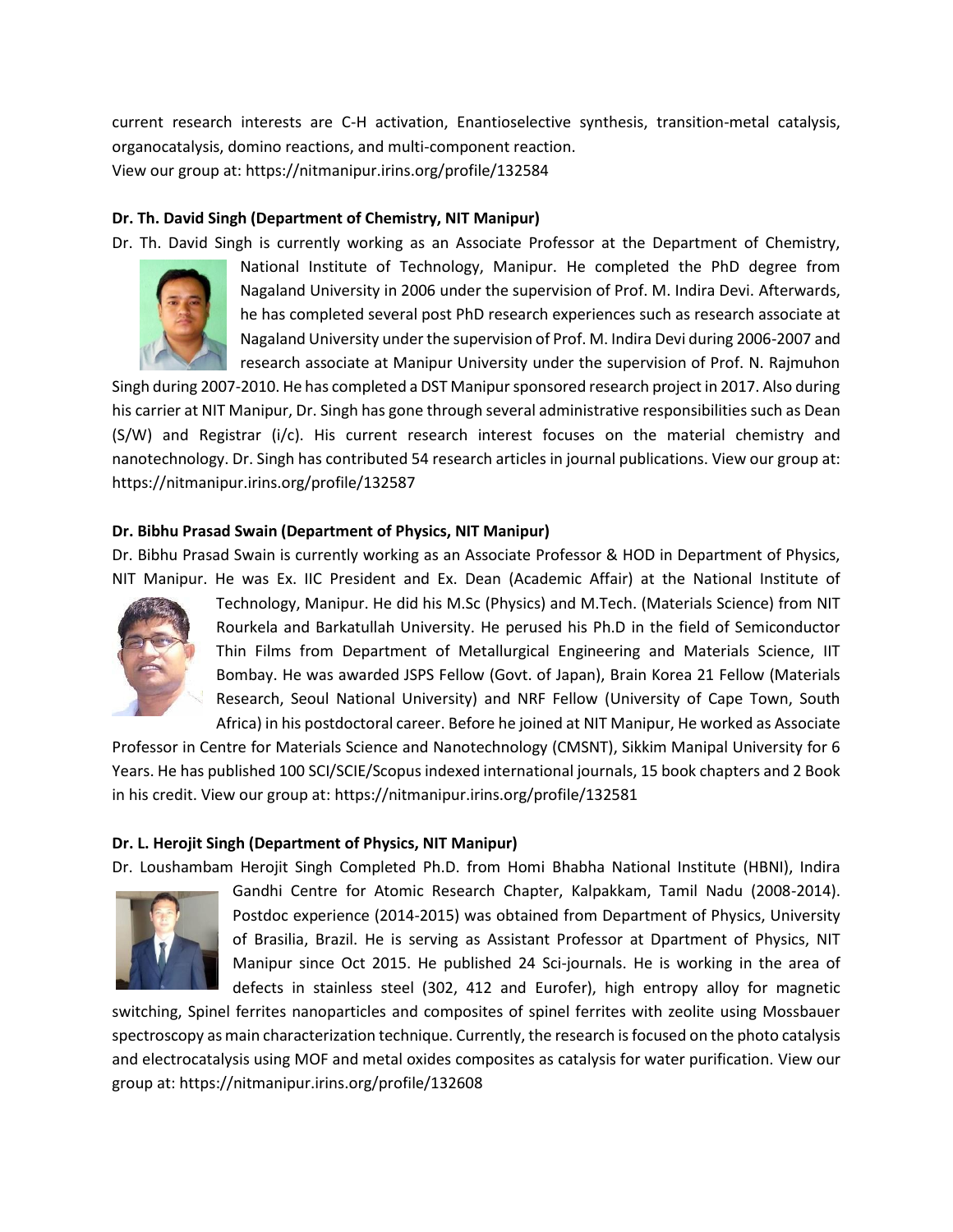current research interests are C-H activation, Enantioselective synthesis, transition-metal catalysis, organocatalysis, domino reactions, and multi-component reaction.
View our group at: https://nitmanipur.irins.org/profile/132584

**Dr. Th. David Singh (Department of Chemistry, NIT Manipur)**

Dr. Th. David Singh is currently working as an Associate Professor at the Department of Chemistry, National Institute of Technology, Manipur. He completed the PhD degree from Nagaland University in 2006 under the supervision of Prof. M. Indira Devi. Afterwards, he has completed several post PhD research experiences such as research associate at Nagaland University under the supervision of Prof. M. Indira Devi during 2006-2007 and research associate at Manipur University under the supervision of Prof. N. Rajmuhon Singh during 2007-2010. He has completed a DST Manipur sponsored research project in 2017. Also during his carrier at NIT Manipur, Dr. Singh has gone through several administrative responsibilities such as Dean (S/W) and Registrar (i/c). His current research interest focuses on the material chemistry and nanotechnology. Dr. Singh has contributed 54 research articles in journal publications. View our group at: https://nitmanipur.irins.org/profile/132587

**Dr. Bibhu Prasad Swain (Department of Physics, NIT Manipur)**

Dr. Bibhu Prasad Swain is currently working as an Associate Professor & HOD in Department of Physics, NIT Manipur. He was Ex. IIC President and Ex. Dean (Academic Affair) at the National Institute of Technology, Manipur. He did his M.Sc (Physics) and M.Tech. (Materials Science) from NIT Rourkela and Barkatullah University. He perused his Ph.D in the field of Semiconductor Thin Films from Department of Metallurgical Engineering and Materials Science, IIT Bombay. He was awarded JSPS Fellow (Govt. of Japan), Brain Korea 21 Fellow (Materials Research, Seoul National University) and NRF Fellow (University of Cape Town, South Africa) in his postdoctoral career. Before he joined at NIT Manipur, He worked as Associate Professor in Centre for Materials Science and Nanotechnology (CMSNT), Sikkim Manipal University for 6 Years. He has published 100 SCI/SCIE/Scopus indexed international journals, 15 book chapters and 2 Book in his credit. View our group at: https://nitmanipur.irins.org/profile/132581

**Dr. L. Herojit Singh (Department of Physics, NIT Manipur)**

Dr. Loushambam Herojit Singh Completed Ph.D. from Homi Bhabha National Institute (HBNI), Indira Gandhi Centre for Atomic Research Chapter, Kalpakkam, Tamil Nadu (2008-2014). Postdoc experience (2014-2015) was obtained from Department of Physics, University of Brasilia, Brazil. He is serving as Assistant Professor at Dpartment of Physics, NIT Manipur since Oct 2015. He published 24 Sci-journals. He is working in the area of defects in stainless steel (302, 412 and Eurofer), high entropy alloy for magnetic switching, Spinel ferrites nanoparticles and composites of spinel ferrites with zeolite using Mossbauer spectroscopy as main characterization technique. Currently, the research is focused on the photo catalysis and electrocatalysis using MOF and metal oxides composites as catalysis for water purification. View our group at: https://nitmanipur.irins.org/profile/132608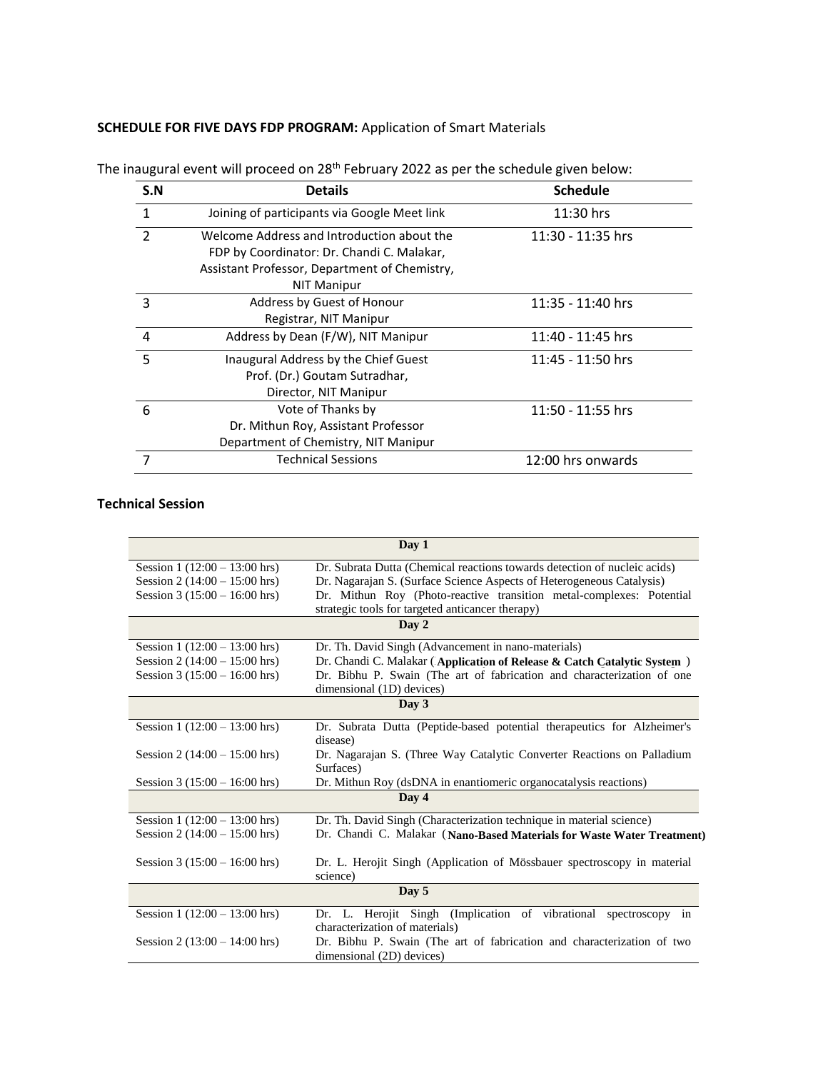**SCHEDULE FOR FIVE DAYS FDP PROGRAM:** Application of Smart Materials

The inaugural event will proceed on 28th February 2022 as per the schedule given below:

| S.N | Details | Schedule |
|---|---|---|
| 1 | Joining of participants via Google Meet link | 11:30 hrs |
| 2 | Welcome Address and Introduction about the FDP by Coordinator: Dr. Chandi C. Malakar, Assistant Professor, Department of Chemistry, NIT Manipur | 11:30 - 11:35 hrs |
| 3 | Address by Guest of Honour Registrar, NIT Manipur | 11:35 - 11:40 hrs |
| 4 | Address by Dean (F/W), NIT Manipur | 11:40 - 11:45 hrs |
| 5 | Inaugural Address by the Chief Guest Prof. (Dr.) Goutam Sutradhar, Director, NIT Manipur | 11:45 - 11:50 hrs |
| 6 | Vote of Thanks by Dr. Mithun Roy, Assistant Professor Department of Chemistry, NIT Manipur | 11:50 - 11:55 hrs |
| 7 | Technical Sessions | 12:00 hrs onwards |

**Technical Session**

| Day 1 | |
|---|---|
| Session 1 (12:00 – 13:00 hrs) | Dr. Subrata Dutta (Chemical reactions towards detection of nucleic acids) |
| Session 2 (14:00 – 15:00 hrs) | Dr. Nagarajan S. (Surface Science Aspects of Heterogeneous Catalysis) |
| Session 3 (15:00 – 16:00 hrs) | Dr. Mithun Roy (Photo-reactive transition metal-complexes: Potential strategic tools for targeted anticancer therapy) |
| **Day 2** | |
| Session 1 (12:00 – 13:00 hrs) | Dr. Th. David Singh (Advancement in nano-materials) |
| Session 2 (14:00 – 15:00 hrs) | Dr. Chandi C. Malakar (**Application of Release & Catch Catalytic System**) |
| Session 3 (15:00 – 16:00 hrs) | Dr. Bibhu P. Swain (The art of fabrication and characterization of one dimensional (1D) devices) |
| **Day 3** | |
| Session 1 (12:00 – 13:00 hrs) | Dr. Subrata Dutta (Peptide-based potential therapeutics for Alzheimer's disease) |
| Session 2 (14:00 – 15:00 hrs) | Dr. Nagarajan S. (Three Way Catalytic Converter Reactions on Palladium Surfaces) |
| Session 3 (15:00 – 16:00 hrs) | Dr. Mithun Roy (dsDNA in enantiomeric organocatalysis reactions) |
| **Day 4** | |
| Session 1 (12:00 – 13:00 hrs) | Dr. Th. David Singh (Characterization technique in material science) |
| Session 2 (14:00 – 15:00 hrs) | Dr. Chandi C. Malakar (**Nano-Based Materials for Waste Water Treatment**) |
| Session 3 (15:00 – 16:00 hrs) | Dr. L. Herojit Singh (Application of Mössbauer spectroscopy in material science) |
| **Day 5** | |
| Session 1 (12:00 – 13:00 hrs) | Dr. L. Herojit Singh (Implication of vibrational spectroscopy in characterization of materials) |
| Session 2 (13:00 – 14:00 hrs) | Dr. Bibhu P. Swain (The art of fabrication and characterization of two dimensional (2D) devices) |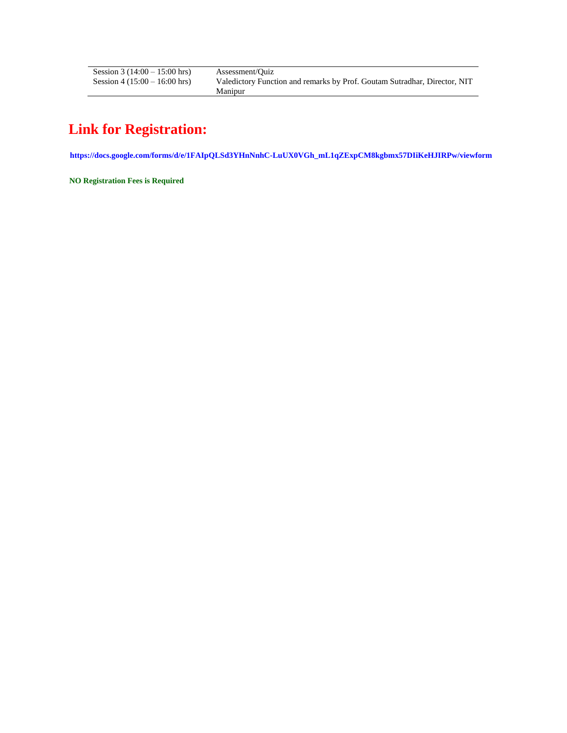| | |
|---|---|
| Session 3 (14:00 – 15:00 hrs) | Assessment/Quiz |
| Session 4 (15:00 – 16:00 hrs) | Valedictory Function and remarks by Prof. Goutam Sutradhar, Director, NIT Manipur |

## Link for Registration:

**https://docs.google.com/forms/d/e/1FAIpQLSd3YHnNnhC-LuUX0VGh_mL1qZExpCM8kgbmx57DIiKeHJIRPw/viewform**

**NO Registration Fees is Required**